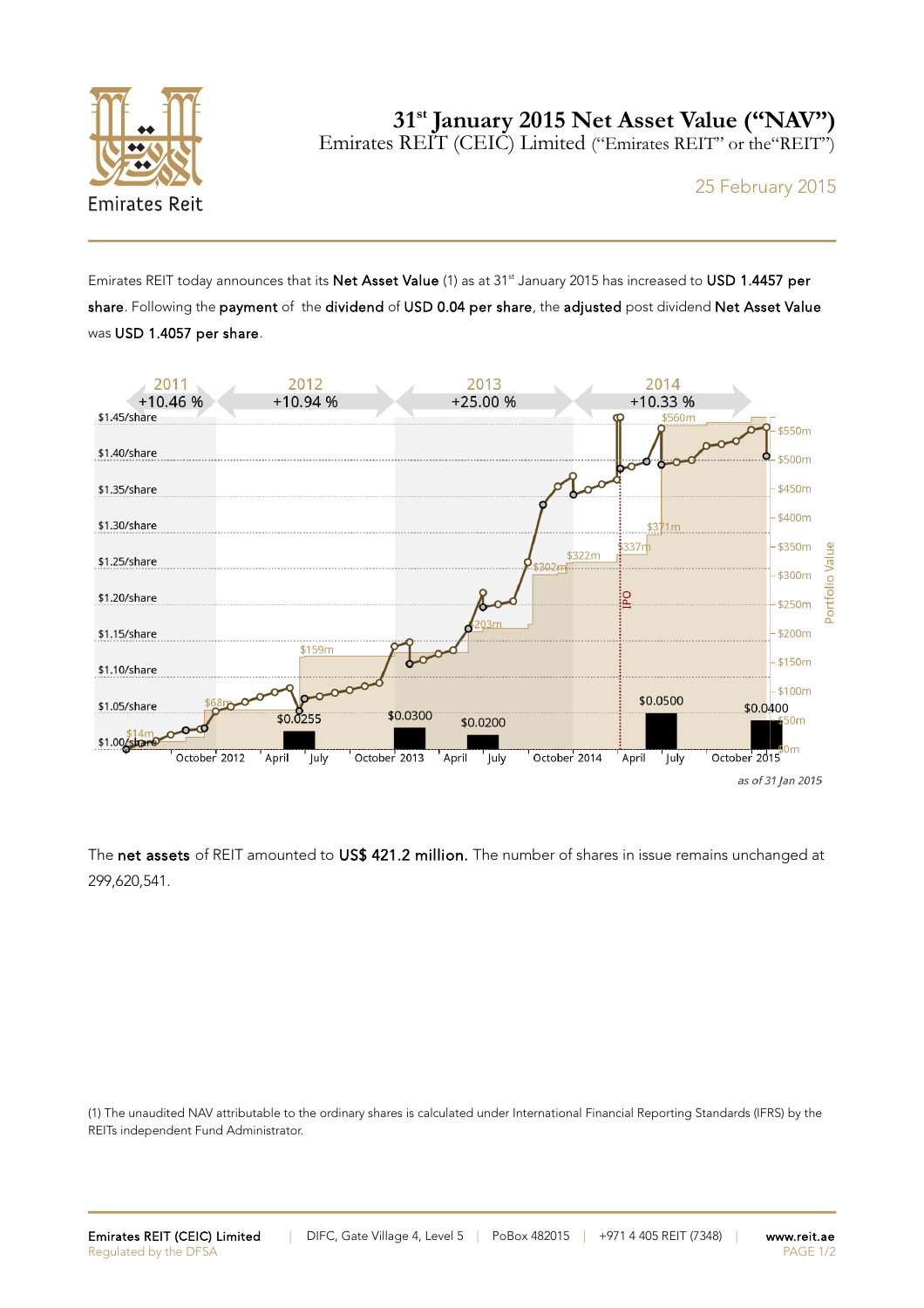# 31st January 2015 Net Asset Value ("NAV")

Emirates REIT (CEIC) Limited ("Emirates REIT" or the "REIT")

25 February 2015

Emirates REIT today announces that its **Net Asset Value** (1) as at 31st January 2015 has increased to **USD 1.4457 per share**. Following the **payment** of the **dividend** of **USD 0.04 per share**, the **adjusted** post dividend **Net Asset Value** was **USD 1.4057 per share**.

2011 +10.46 % | 2012 +10.94 % | 2013 +25.00 % | 2014 +10.33 %

*as of 31 Jan 2015*

The **net assets** of REIT amounted to **US$ 421.2 million.** The number of shares in issue remains unchanged at 299,620,541.

(1) The unaudited NAV attributable to the ordinary shares is calculated under International Financial Reporting Standards (IFRS) by the REITs independent Fund Administrator.

**Emirates REIT (CEIC) Limited** | DIFC, Gate Village 4, Level 5 | PoBox 482015 | +971 4 405 REIT (7348) | **www.reit.ae**

Regulated by the DFSA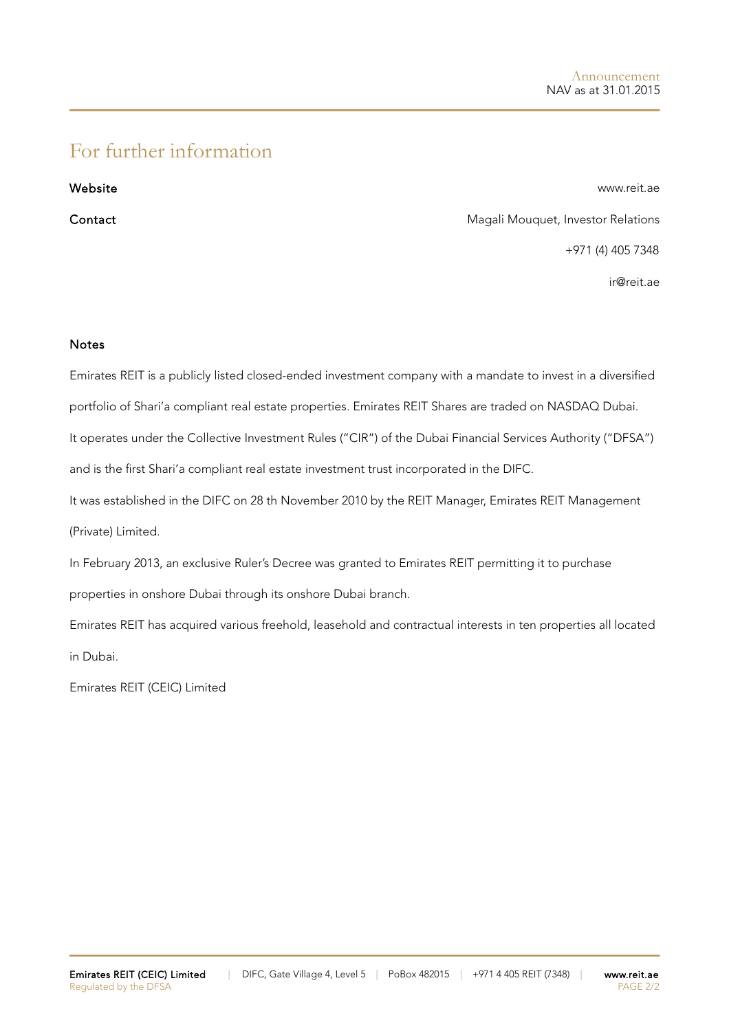## For further information

| | |
|---|---|
| **Website** | www.reit.ae |
| **Contact** | Magali Mouquet, Investor Relations |
| | +971 (4) 405 7348 |
| | ir@reit.ae |

**Notes**

Emirates REIT is a publicly listed closed-ended investment company with a mandate to invest in a diversified portfolio of Shari'a compliant real estate properties. Emirates REIT Shares are traded on NASDAQ Dubai.

It operates under the Collective Investment Rules ("CIR") of the Dubai Financial Services Authority ("DFSA") and is the first Shari'a compliant real estate investment trust incorporated in the DIFC.

It was established in the DIFC on 28 th November 2010 by the REIT Manager, Emirates REIT Management (Private) Limited.

In February 2013, an exclusive Ruler's Decree was granted to Emirates REIT permitting it to purchase properties in onshore Dubai through its onshore Dubai branch.

Emirates REIT has acquired various freehold, leasehold and contractual interests in ten properties all located in Dubai.

Emirates REIT (CEIC) Limited